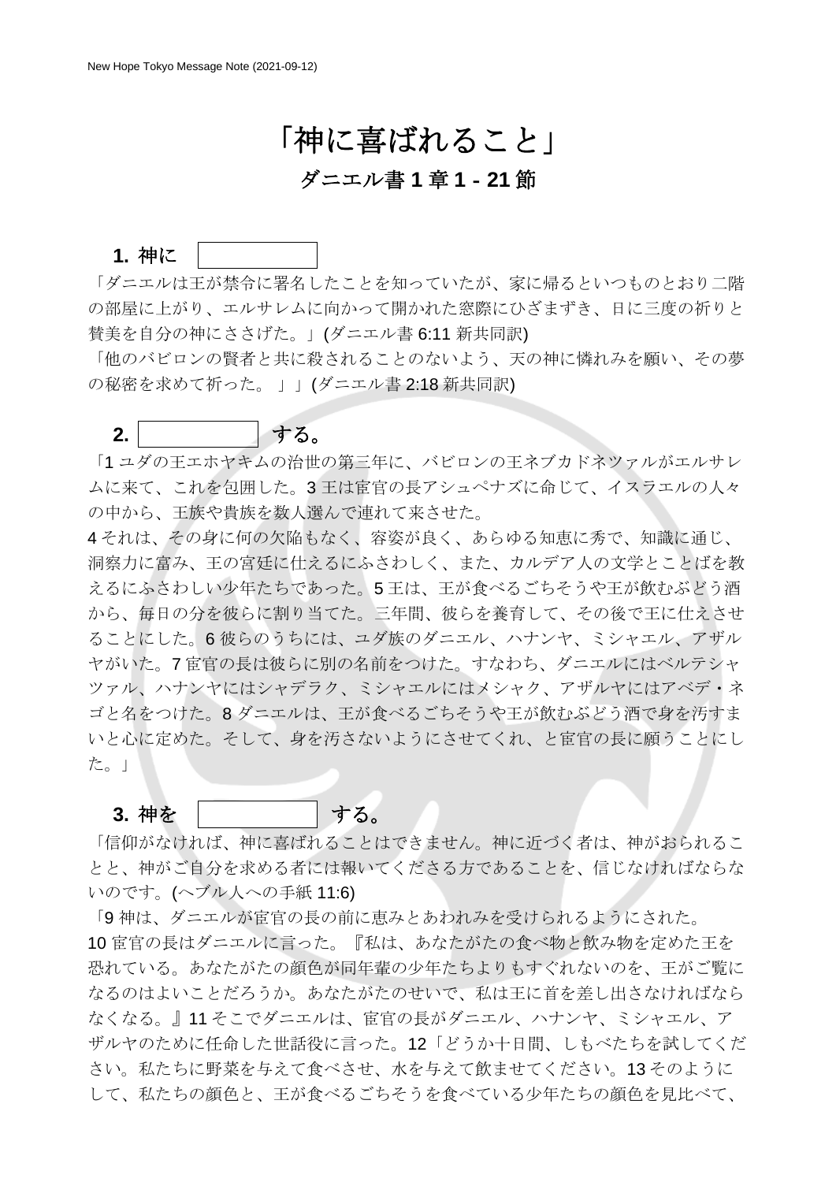# 「神に喜ばれること」

## ダニエル書 1 章 1 - 21 節

### 1. 神に ＿＿＿＿

「ダニエルは王が禁令に署名したことを知っていたが、家に帰るといつものとおり二階の部屋に上がり、エルサレムに向かって開かれた窓際にひざまずき、日に三度の祈りと賛美を自分の神にささげた。」(ダニエル書 6:11 新共同訳)

「他のバビロンの賢者と共に殺されることのないよう、天の神に憐れみを願い、その夢の秘密を求めて祈った。」」(ダニエル書 2:18 新共同訳)

### 2. ＿＿＿＿ する。

「1 ユダの王エホヤキムの治世の第三年に、バビロンの王ネブカドネツァルがエルサレムに来て、これを包囲した。3 王は宦官の長アシュペナズに命じて、イスラエルの人々の中から、王族や貴族を数人選んで連れて来させた。

4 それは、その身に何の欠陥もなく、容姿が良く、あらゆる知恵に秀で、知識に通じ、洞察力に富み、王の宮廷に仕えるにふさわしく、また、カルデア人の文学とことばを教えるにふさわしい少年たちであった。5 王は、王が食べるごちそうや王が飲むぶどう酒から、毎日の分を彼らに割り当てた。三年間、彼らを養育して、その後で王に仕えさせることにした。6 彼らのうちには、ユダ族のダニエル、ハナンヤ、ミシャエル、アザルヤがいた。7 宦官の長は彼らに別の名前をつけた。すなわち、ダニエルにはベルテシャツァル、ハナンヤにはシャデラク、ミシャエルにはメシャク、アザルヤにはアベデ・ネゴと名をつけた。8 ダニエルは、王が食べるごちそうや王が飲むぶどう酒で身を汚すまいと心に定めた。そして、身を汚さないようにさせてくれ、と宦官の長に願うことにした。」

### 3. 神を ＿＿＿＿ する。

「信仰がなければ、神に喜ばれることはできません。神に近づく者は、神がおられることと、神がご自分を求める者には報いてくださる方であることを、信じなければならないのです。(ヘブル人への手紙 11:6)

「9 神は、ダニエルが宦官の長の前に恵みとあわれみを受けられるようにされた。

10 宦官の長はダニエルに言った。『私は、あなたがたの食べ物と飲み物を定めた王を恐れている。あなたがたの顔色が同年輩の少年たちよりもすぐれないのを、王がご覧になるのはよいことだろうか。あなたがたのせいで、私は王に首を差し出さなければならなくなる。』11 そこでダニエルは、宦官の長がダニエル、ハナンヤ、ミシャエル、アザルヤのために任命した世話役に言った。12「どうか十日間、しもべたちを試してください。私たちに野菜を与えて食べさせ、水を与えて飲ませてください。13 そのようにして、私たちの顔色と、王が食べるごちそうを食べている少年たちの顔色を見比べて、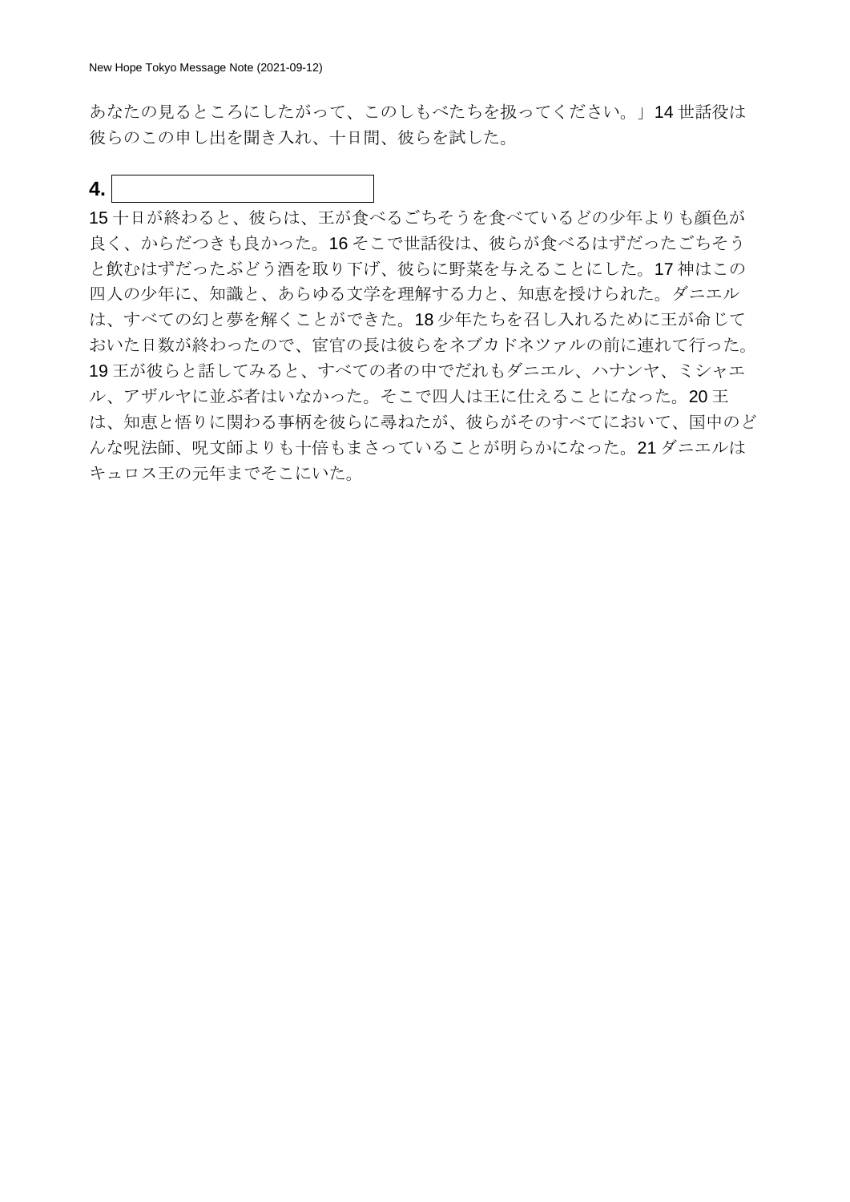あなたの見るところにしたがって、このしもべたちを扱ってください。」14 世話役は彼らのこの申し出を聞き入れ、十日間、彼らを試した。

**4.** ＿＿＿＿＿＿＿＿＿＿

15 十日が終わると、彼らは、王が食べるごちそうを食べているどの少年よりも顔色が良く、からだつきも良かった。16 そこで世話役は、彼らが食べるはずだったごちそうと飲むはずだったぶどう酒を取り下げ、彼らに野菜を与えることにした。17 神はこの四人の少年に、知識と、あらゆる文学を理解する力と、知恵を授けられた。ダニエルは、すべての幻と夢を解くことができた。18 少年たちを召し入れるために王が命じておいた日数が終わったので、宦官の長は彼らをネブカドネツァルの前に連れて行った。19 王が彼らと話してみると、すべての者の中でだれもダニエル、ハナンヤ、ミシャエル、アザルヤに並ぶ者はいなかった。そこで四人は王に仕えることになった。20 王は、知恵と悟りに関わる事柄を彼らに尋ねたが、彼らがそのすべてにおいて、国中のどんな呪法師、呪文師よりも十倍もまさっていることが明らかになった。21 ダニエルはキュロス王の元年までそこにいた。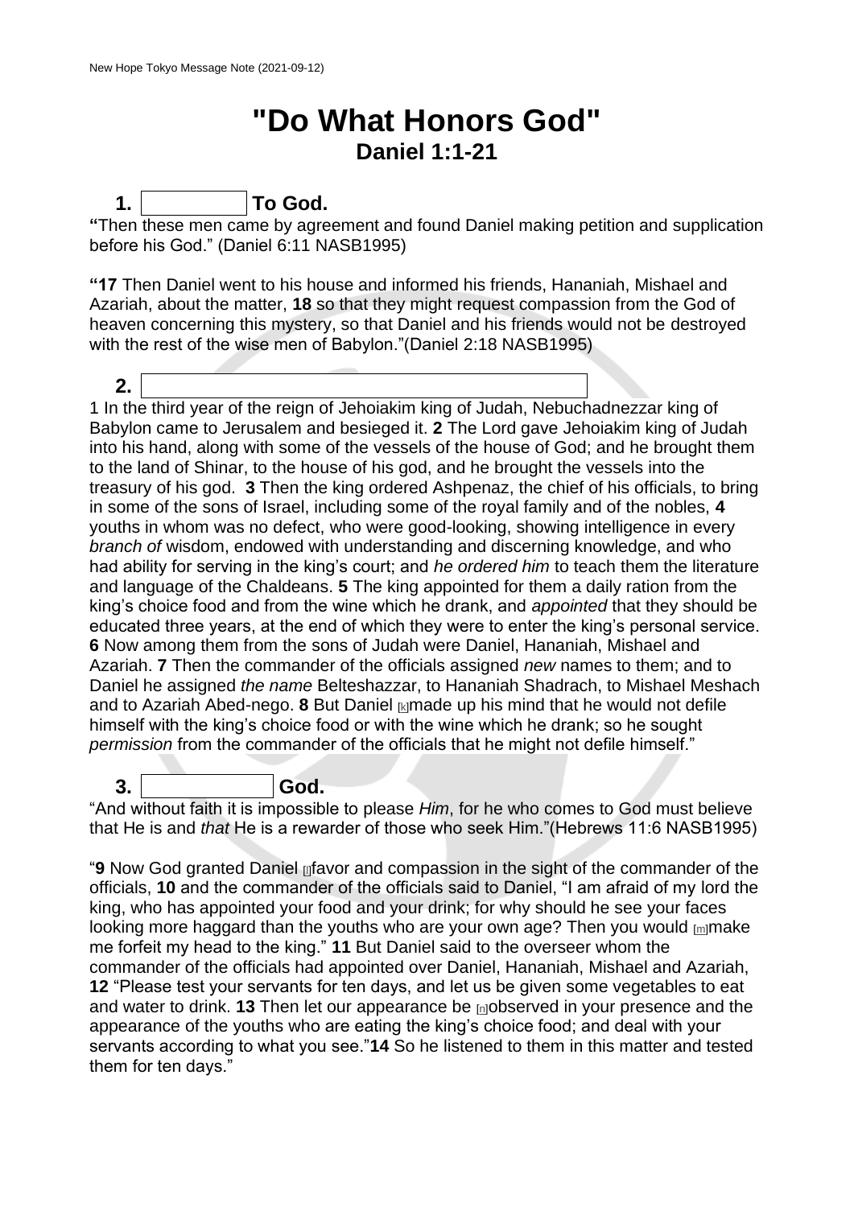# "Do What Honors God"

## Daniel 1:1-21

### 1. ________ To God.

**"**Then these men came by agreement and found Daniel making petition and supplication before his God." (Daniel 6:11 NASB1995)

**"17** Then Daniel went to his house and informed his friends, Hananiah, Mishael and Azariah, about the matter, **18** so that they might request compassion from the God of heaven concerning this mystery, so that Daniel and his friends would not be destroyed with the rest of the wise men of Babylon."(Daniel 2:18 NASB1995)

### 2. ________________________________

1 In the third year of the reign of Jehoiakim king of Judah, Nebuchadnezzar king of Babylon came to Jerusalem and besieged it. **2** The Lord gave Jehoiakim king of Judah into his hand, along with some of the vessels of the house of God; and he brought them to the land of Shinar, to the house of his god, and he brought the vessels into the treasury of his god. **3** Then the king ordered Ashpenaz, the chief of his officials, to bring in some of the sons of Israel, including some of the royal family and of the nobles, **4** youths in whom was no defect, who were good-looking, showing intelligence in every *branch of* wisdom, endowed with understanding and discerning knowledge, and who had ability for serving in the king's court; and *he ordered him* to teach them the literature and language of the Chaldeans. **5** The king appointed for them a daily ration from the king's choice food and from the wine which he drank, and *appointed* that they should be educated three years, at the end of which they were to enter the king's personal service. **6** Now among them from the sons of Judah were Daniel, Hananiah, Mishael and Azariah. **7** Then the commander of the officials assigned *new* names to them; and to Daniel he assigned *the name* Belteshazzar, to Hananiah Shadrach, to Mishael Meshach and to Azariah Abed-nego. **8** But Daniel [k]made up his mind that he would not defile himself with the king's choice food or with the wine which he drank; so he sought *permission* from the commander of the officials that he might not defile himself."

### 3. __________ God.

"And without faith it is impossible to please *Him*, for he who comes to God must believe that He is and *that* He is a rewarder of those who seek Him."(Hebrews 11:6 NASB1995)

"**9** Now God granted Daniel [l]favor and compassion in the sight of the commander of the officials, **10** and the commander of the officials said to Daniel, "I am afraid of my lord the king, who has appointed your food and your drink; for why should he see your faces looking more haggard than the youths who are your own age? Then you would [m]make me forfeit my head to the king." **11** But Daniel said to the overseer whom the commander of the officials had appointed over Daniel, Hananiah, Mishael and Azariah, **12** "Please test your servants for ten days, and let us be given some vegetables to eat and water to drink. **13** Then let our appearance be [n]observed in your presence and the appearance of the youths who are eating the king's choice food; and deal with your servants according to what you see."**14** So he listened to them in this matter and tested them for ten days."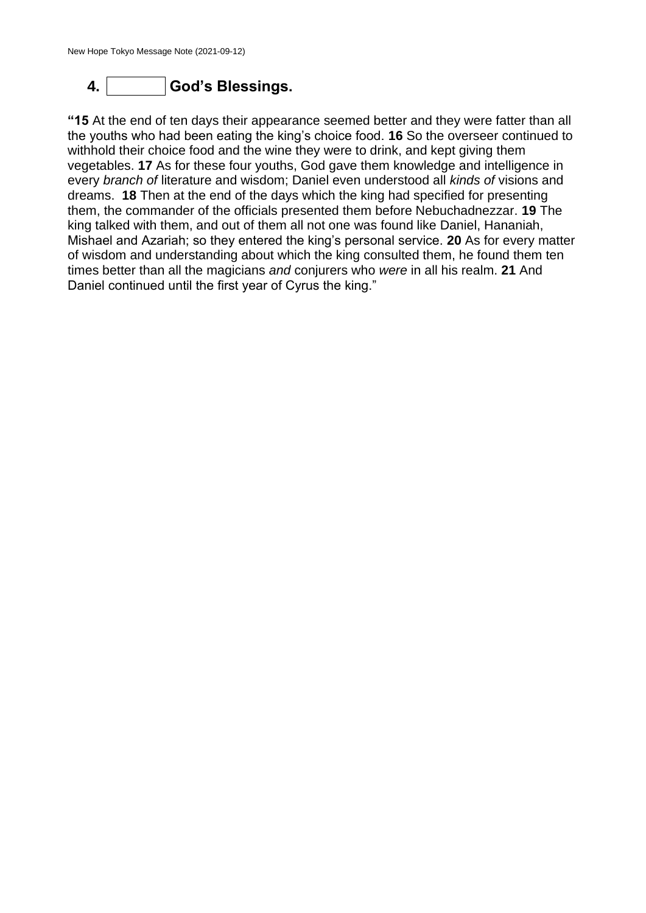## 4. \_\_\_\_\_\_\_ God's Blessings.

**"15** At the end of ten days their appearance seemed better and they were fatter than all the youths who had been eating the king's choice food. **16** So the overseer continued to withhold their choice food and the wine they were to drink, and kept giving them vegetables. **17** As for these four youths, God gave them knowledge and intelligence in every *branch of* literature and wisdom; Daniel even understood all *kinds of* visions and dreams. **18** Then at the end of the days which the king had specified for presenting them, the commander of the officials presented them before Nebuchadnezzar. **19** The king talked with them, and out of them all not one was found like Daniel, Hananiah, Mishael and Azariah; so they entered the king's personal service. **20** As for every matter of wisdom and understanding about which the king consulted them, he found them ten times better than all the magicians *and* conjurers who *were* in all his realm. **21** And Daniel continued until the first year of Cyrus the king."